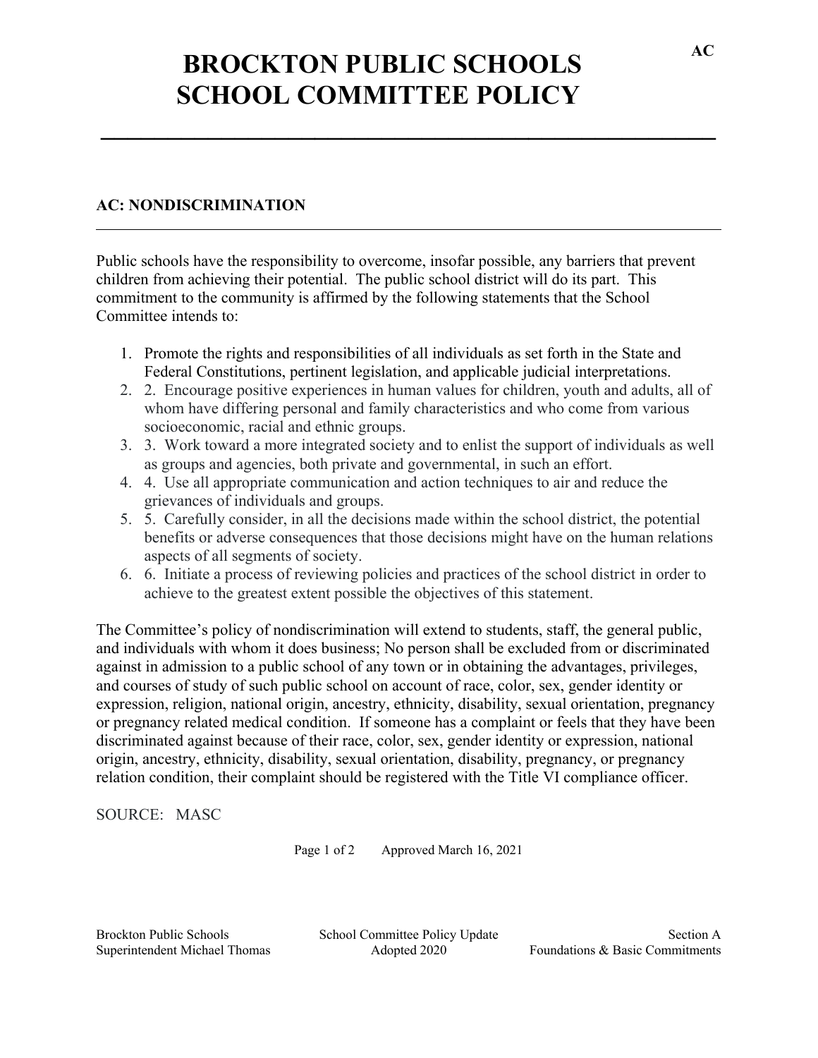# BROCKTON PUBLIC SCHOOLS
# SCHOOL COMMITTEE POLICY

AC

## AC: NONDISCRIMINATION

Public schools have the responsibility to overcome, insofar possible, any barriers that prevent children from achieving their potential. The public school district will do its part. This commitment to the community is affirmed by the following statements that the School Committee intends to:

1. Promote the rights and responsibilities of all individuals as set forth in the State and Federal Constitutions, pertinent legislation, and applicable judicial interpretations.
2. 2. Encourage positive experiences in human values for children, youth and adults, all of whom have differing personal and family characteristics and who come from various socioeconomic, racial and ethnic groups.
3. 3. Work toward a more integrated society and to enlist the support of individuals as well as groups and agencies, both private and governmental, in such an effort.
4. 4. Use all appropriate communication and action techniques to air and reduce the grievances of individuals and groups.
5. 5. Carefully consider, in all the decisions made within the school district, the potential benefits or adverse consequences that those decisions might have on the human relations aspects of all segments of society.
6. 6. Initiate a process of reviewing policies and practices of the school district in order to achieve to the greatest extent possible the objectives of this statement.

The Committee's policy of nondiscrimination will extend to students, staff, the general public, and individuals with whom it does business; No person shall be excluded from or discriminated against in admission to a public school of any town or in obtaining the advantages, privileges, and courses of study of such public school on account of race, color, sex, gender identity or expression, religion, national origin, ancestry, ethnicity, disability, sexual orientation, pregnancy or pregnancy related medical condition. If someone has a complaint or feels that they have been discriminated against because of their race, color, sex, gender identity or expression, national origin, ancestry, ethnicity, disability, sexual orientation, disability, pregnancy, or pregnancy relation condition, their complaint should be registered with the Title VI compliance officer.

SOURCE: MASC

Approved March 16, 2021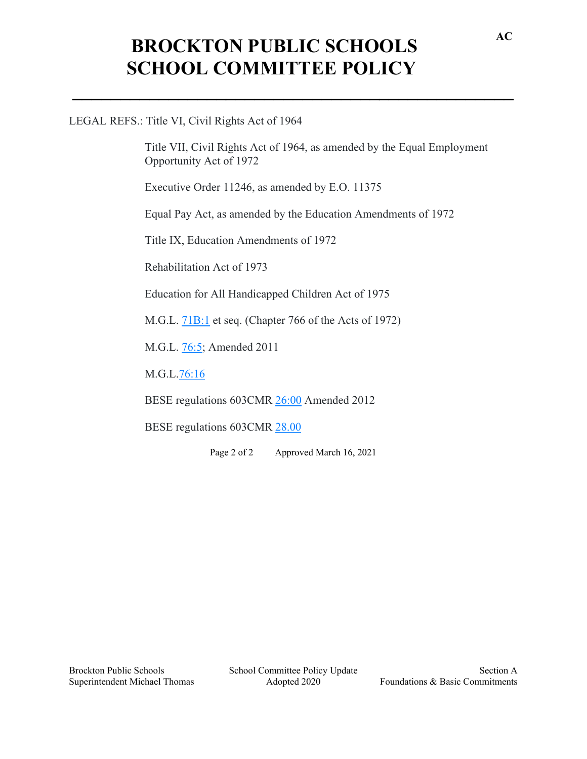LEGAL REFS.: Title VI, Civil Rights Act of 1964

Title VII, Civil Rights Act of 1964, as amended by the Equal Employment Opportunity Act of 1972

Executive Order 11246, as amended by E.O. 11375

Equal Pay Act, as amended by the Education Amendments of 1972

Title IX, Education Amendments of 1972

Rehabilitation Act of 1973

Education for All Handicapped Children Act of 1975

M.G.L. 71B:1 et seq. (Chapter 766 of the Acts of 1972)

M.G.L. 76:5; Amended 2011

M.G.L.76:16

BESE regulations 603CMR 26:00 Amended 2012

BESE regulations 603CMR 28.00

Approved March 16, 2021